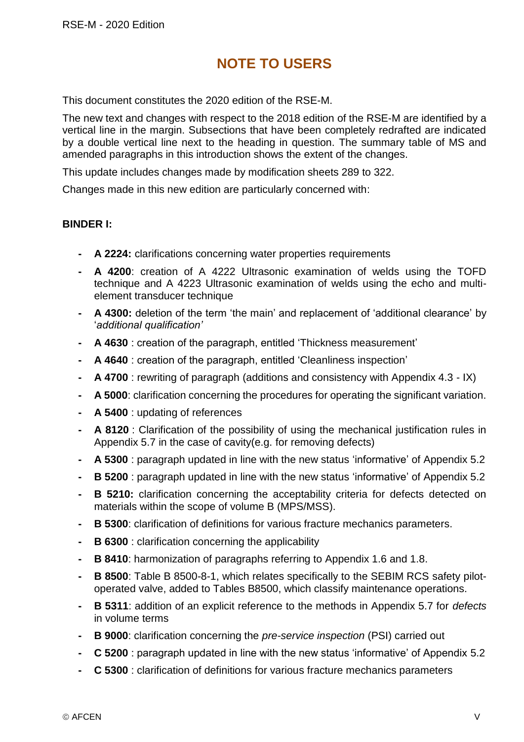# NOTE TO USERS

This document constitutes the 2020 edition of the RSE-M.

The new text and changes with respect to the 2018 edition of the RSE-M are identified by a vertical line in the margin. Subsections that have been completely redrafted are indicated by a double vertical line next to the heading in question. The summary table of MS and amended paragraphs in this introduction shows the extent of the changes.

This update includes changes made by modification sheets 289 to 322.

Changes made in this new edition are particularly concerned with:

**BINDER I:**

- **A 2224:** clarifications concerning water properties requirements
- **A 4200**: creation of A 4222 Ultrasonic examination of welds using the TOFD technique and A 4223 Ultrasonic examination of welds using the echo and multi-element transducer technique
- **A 4300:** deletion of the term 'the main' and replacement of 'additional clearance' by '*additional qualification'*
- **A 4630** : creation of the paragraph, entitled 'Thickness measurement'
- **A 4640** : creation of the paragraph, entitled 'Cleanliness inspection'
- **A 4700** : rewriting of paragraph (additions and consistency with Appendix 4.3 - IX)
- **A 5000**: clarification concerning the procedures for operating the significant variation.
- **A 5400** : updating of references
- **A 8120** : Clarification of the possibility of using the mechanical justification rules in Appendix 5.7 in the case of cavity(e.g. for removing defects)
- **A 5300** : paragraph updated in line with the new status 'informative' of Appendix 5.2
- **B 5200** : paragraph updated in line with the new status 'informative' of Appendix 5.2
- **B 5210:** clarification concerning the acceptability criteria for defects detected on materials within the scope of volume B (MPS/MSS).
- **B 5300**: clarification of definitions for various fracture mechanics parameters.
- **B 6300** : clarification concerning the applicability
- **B 8410**: harmonization of paragraphs referring to Appendix 1.6 and 1.8.
- **B 8500**: Table B 8500-8-1, which relates specifically to the SEBIM RCS safety pilot-operated valve, added to Tables B8500, which classify maintenance operations.
- **B 5311**: addition of an explicit reference to the methods in Appendix 5.7 for *defects* in volume terms
- **B 9000**: clarification concerning the *pre-service inspection* (PSI) carried out
- **C 5200** : paragraph updated in line with the new status 'informative' of Appendix 5.2
- **C 5300** : clarification of definitions for various fracture mechanics parameters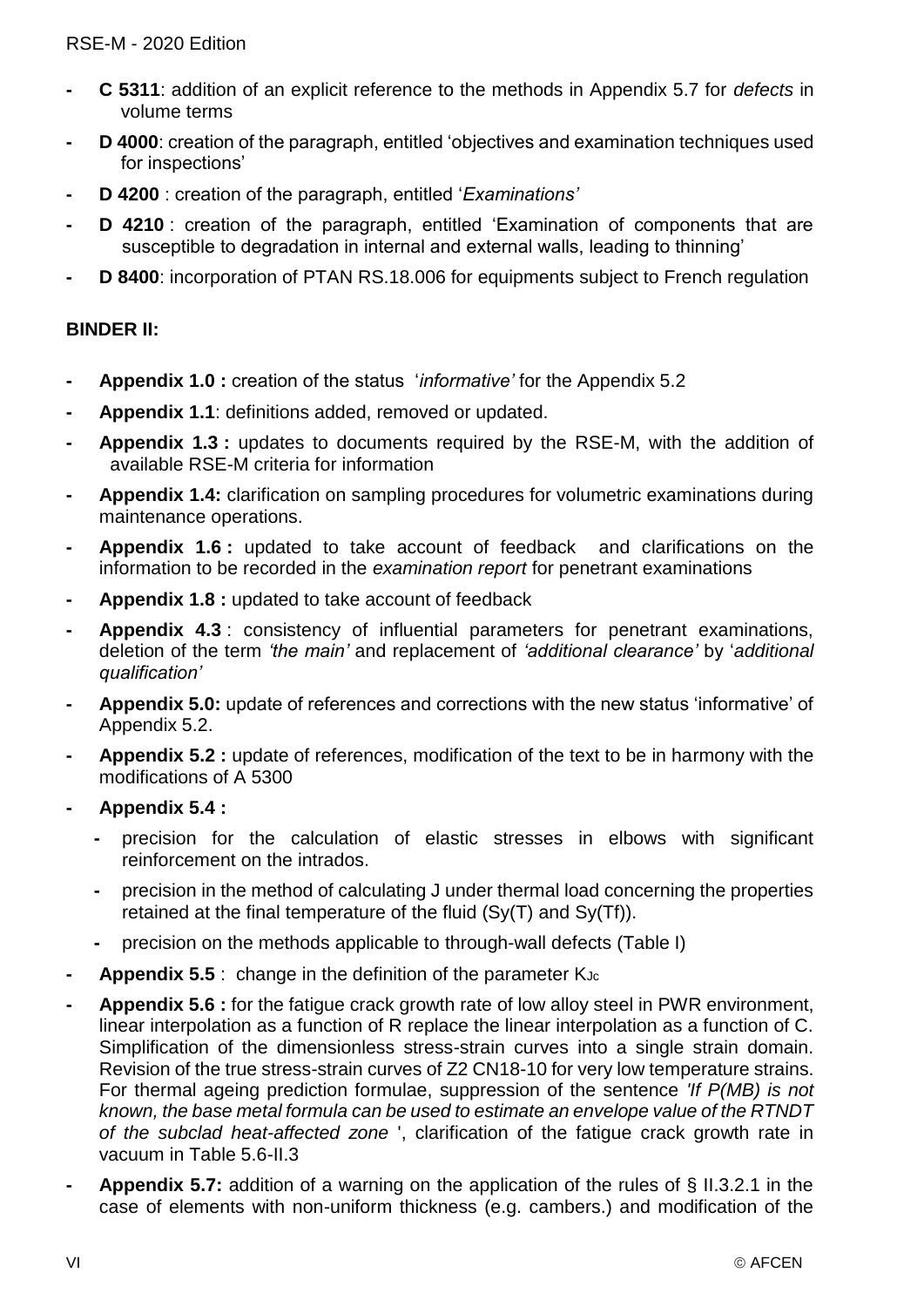- **C 5311**: addition of an explicit reference to the methods in Appendix 5.7 for *defects* in volume terms
- **D 4000**: creation of the paragraph, entitled 'objectives and examination techniques used for inspections'
- **D 4200** : creation of the paragraph, entitled '*Examinations'*
- **D 4210** : creation of the paragraph, entitled 'Examination of components that are susceptible to degradation in internal and external walls, leading to thinning'
- **D 8400**: incorporation of PTAN RS.18.006 for equipments subject to French regulation

**BINDER II:**

- **Appendix 1.0 :** creation of the status '*informative'* for the Appendix 5.2
- **Appendix 1.1**: definitions added, removed or updated.
- **Appendix 1.3 :** updates to documents required by the RSE-M, with the addition of available RSE-M criteria for information
- **Appendix 1.4:** clarification on sampling procedures for volumetric examinations during maintenance operations.
- **Appendix 1.6 :** updated to take account of feedback and clarifications on the information to be recorded in the *examination report* for penetrant examinations
- **Appendix 1.8 :** updated to take account of feedback
- **Appendix 4.3** : consistency of influential parameters for penetrant examinations, deletion of the term *'the main'* and replacement of *'additional clearance'* by '*additional qualification'*
- **Appendix 5.0:** update of references and corrections with the new status 'informative' of Appendix 5.2.
- **Appendix 5.2 :** update of references, modification of the text to be in harmony with the modifications of A 5300
- **Appendix 5.4 :**
  - precision for the calculation of elastic stresses in elbows with significant reinforcement on the intrados.
  - precision in the method of calculating J under thermal load concerning the properties retained at the final temperature of the fluid (Sy(T) and Sy(Tf)).
  - precision on the methods applicable to through-wall defects (Table I)
- **Appendix 5.5** : change in the definition of the parameter $K_{Jc}$
- **Appendix 5.6 :** for the fatigue crack growth rate of low alloy steel in PWR environment, linear interpolation as a function of R replace the linear interpolation as a function of C. Simplification of the dimensionless stress-strain curves into a single strain domain. Revision of the true stress-strain curves of Z2 CN18-10 for very low temperature strains. For thermal ageing prediction formulae, suppression of the sentence *'If P(MB) is not known, the base metal formula can be used to estimate an envelope value of the RTNDT of the subclad heat-affected zone* ', clarification of the fatigue crack growth rate in vacuum in Table 5.6-II.3
- **Appendix 5.7:** addition of a warning on the application of the rules of § II.3.2.1 in the case of elements with non-uniform thickness (e.g. cambers.) and modification of the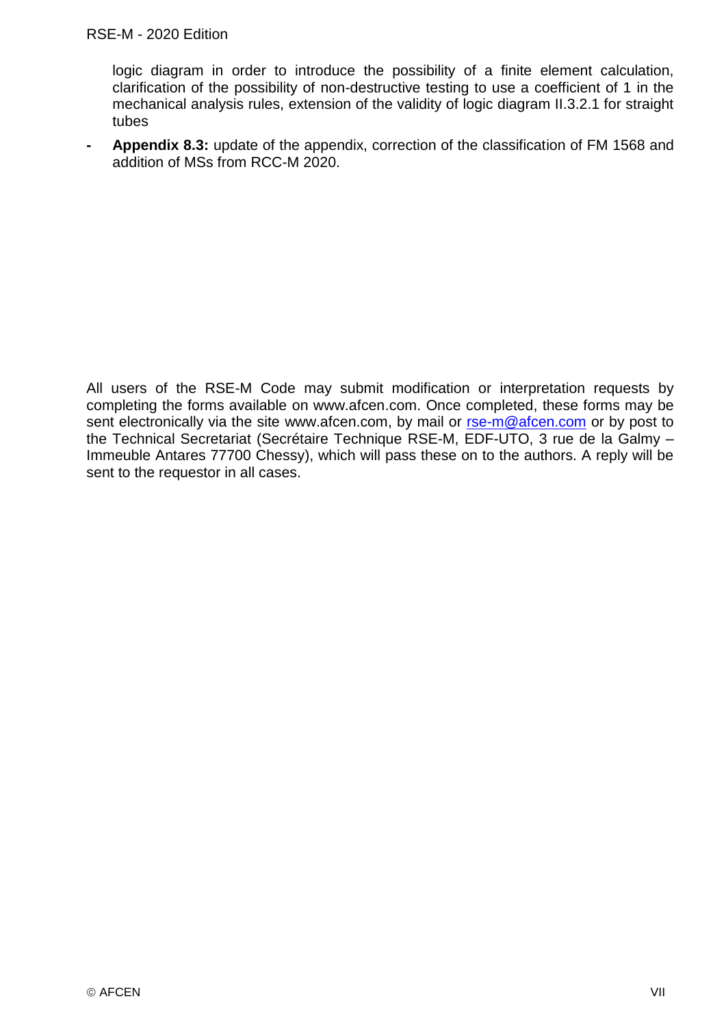logic diagram in order to introduce the possibility of a finite element calculation, clarification of the possibility of non-destructive testing to use a coefficient of 1 in the mechanical analysis rules, extension of the validity of logic diagram II.3.2.1 for straight tubes

- **Appendix 8.3:** update of the appendix, correction of the classification of FM 1568 and addition of MSs from RCC-M 2020.

All users of the RSE-M Code may submit modification or interpretation requests by completing the forms available on www.afcen.com. Once completed, these forms may be sent electronically via the site www.afcen.com, by mail or rse-m@afcen.com or by post to the Technical Secretariat (Secrétaire Technique RSE-M, EDF-UTO, 3 rue de la Galmy – Immeuble Antares 77700 Chessy), which will pass these on to the authors. A reply will be sent to the requestor in all cases.